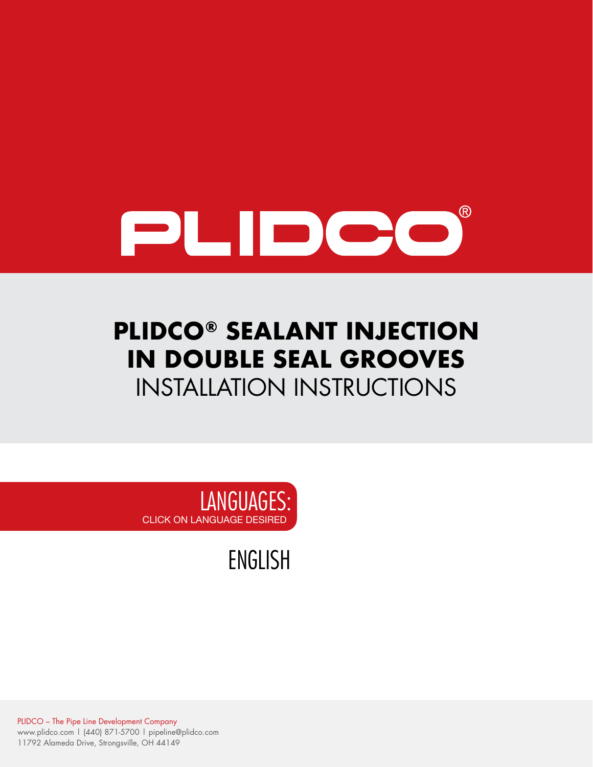# PLIDCO

## PLIDCO® SEALANT INJECTION IN DOUBLE SEAL GROOVES

## INSTALLATION INSTRUCTIONS

**LANGUAGES:**
CLICK ON LANGUAGE DESIRED

ENGLISH

PLIDCO – The Pipe Line Development Company
www.plidco.com | (440) 871-5700 | pipeline@plidco.com
11792 Alameda Drive, Strongsville, OH 44149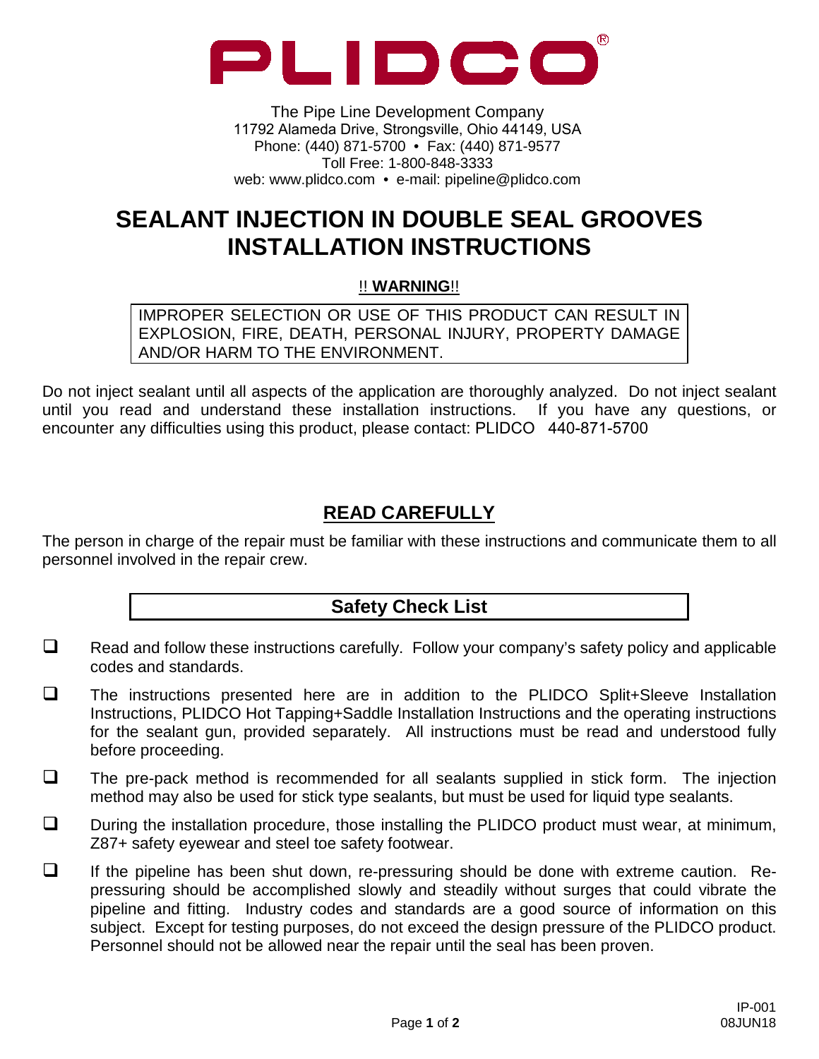# PLIDCO®

The Pipe Line Development Company
11792 Alameda Drive, Strongsville, Ohio 44149, USA
Phone: (440) 871-5700 • Fax: (440) 871-9577
Toll Free: 1-800-848-3333
web: www.plidco.com • e-mail: pipeline@plidco.com

# SEALANT INJECTION IN DOUBLE SEAL GROOVES INSTALLATION INSTRUCTIONS

!! **WARNING**!!

IMPROPER SELECTION OR USE OF THIS PRODUCT CAN RESULT IN EXPLOSION, FIRE, DEATH, PERSONAL INJURY, PROPERTY DAMAGE AND/OR HARM TO THE ENVIRONMENT.

Do not inject sealant until all aspects of the application are thoroughly analyzed. Do not inject sealant until you read and understand these installation instructions. If you have any questions, or encounter any difficulties using this product, please contact: PLIDCO 440-871-5700

## READ CAREFULLY

The person in charge of the repair must be familiar with these instructions and communicate them to all personnel involved in the repair crew.

## Safety Check List

- ❑ Read and follow these instructions carefully. Follow your company's safety policy and applicable codes and standards.
- ❑ The instructions presented here are in addition to the PLIDCO Split+Sleeve Installation Instructions, PLIDCO Hot Tapping+Saddle Installation Instructions and the operating instructions for the sealant gun, provided separately. All instructions must be read and understood fully before proceeding.
- ❑ The pre-pack method is recommended for all sealants supplied in stick form. The injection method may also be used for stick type sealants, but must be used for liquid type sealants.
- ❑ During the installation procedure, those installing the PLIDCO product must wear, at minimum, Z87+ safety eyewear and steel toe safety footwear.
- ❑ If the pipeline has been shut down, re-pressuring should be done with extreme caution. Re-pressuring should be accomplished slowly and steadily without surges that could vibrate the pipeline and fitting. Industry codes and standards are a good source of information on this subject. Except for testing purposes, do not exceed the design pressure of the PLIDCO product. Personnel should not be allowed near the repair until the seal has been proven.

IP-001
08JUN18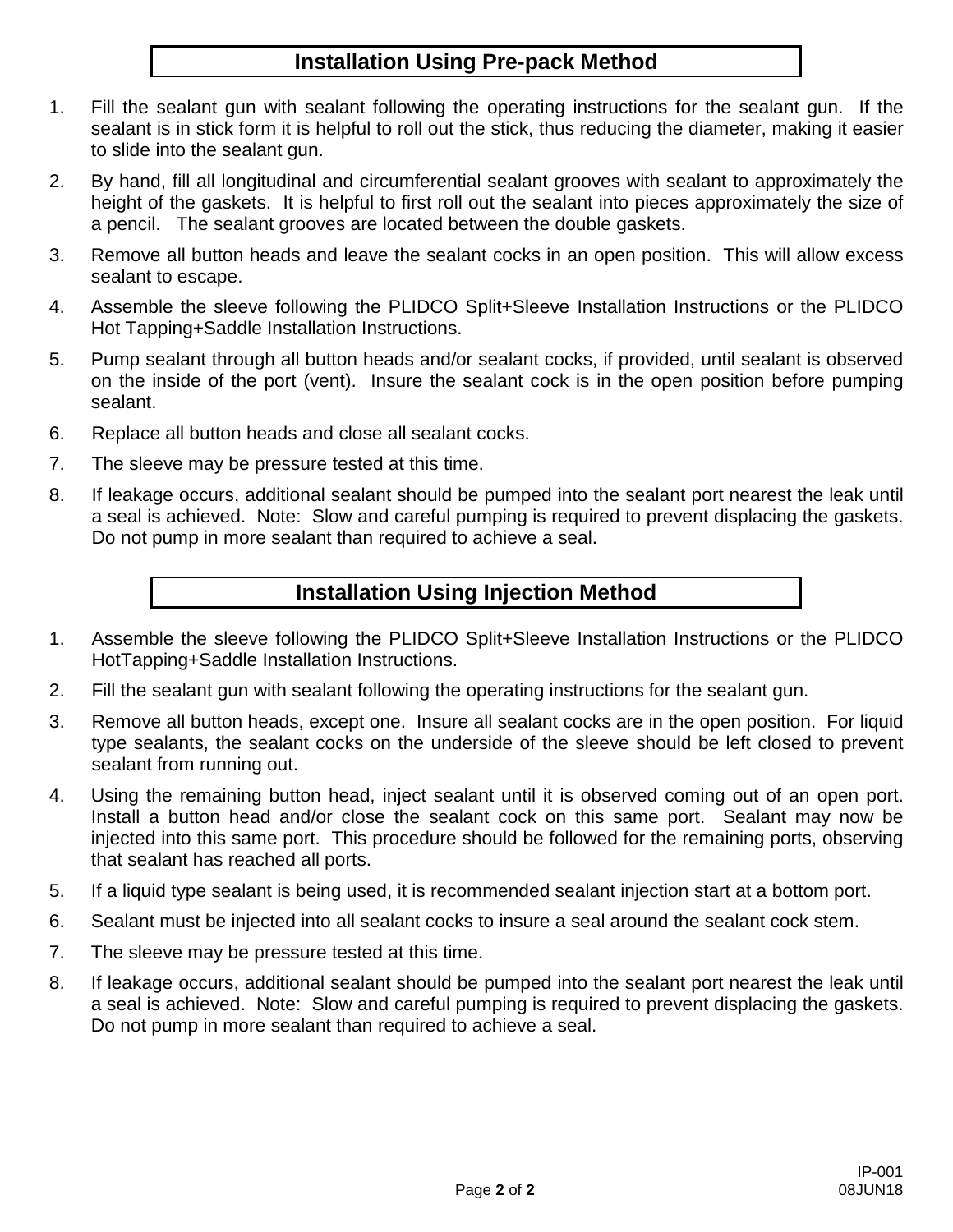## Installation Using Pre-pack Method

1. Fill the sealant gun with sealant following the operating instructions for the sealant gun. If the sealant is in stick form it is helpful to roll out the stick, thus reducing the diameter, making it easier to slide into the sealant gun.
2. By hand, fill all longitudinal and circumferential sealant grooves with sealant to approximately the height of the gaskets. It is helpful to first roll out the sealant into pieces approximately the size of a pencil. The sealant grooves are located between the double gaskets.
3. Remove all button heads and leave the sealant cocks in an open position. This will allow excess sealant to escape.
4. Assemble the sleeve following the PLIDCO Split+Sleeve Installation Instructions or the PLIDCO Hot Tapping+Saddle Installation Instructions.
5. Pump sealant through all button heads and/or sealant cocks, if provided, until sealant is observed on the inside of the port (vent). Insure the sealant cock is in the open position before pumping sealant.
6. Replace all button heads and close all sealant cocks.
7. The sleeve may be pressure tested at this time.
8. If leakage occurs, additional sealant should be pumped into the sealant port nearest the leak until a seal is achieved. Note: Slow and careful pumping is required to prevent displacing the gaskets. Do not pump in more sealant than required to achieve a seal.

## Installation Using Injection Method

1. Assemble the sleeve following the PLIDCO Split+Sleeve Installation Instructions or the PLIDCO HotTapping+Saddle Installation Instructions.
2. Fill the sealant gun with sealant following the operating instructions for the sealant gun.
3. Remove all button heads, except one. Insure all sealant cocks are in the open position. For liquid type sealants, the sealant cocks on the underside of the sleeve should be left closed to prevent sealant from running out.
4. Using the remaining button head, inject sealant until it is observed coming out of an open port. Install a button head and/or close the sealant cock on this same port. Sealant may now be injected into this same port. This procedure should be followed for the remaining ports, observing that sealant has reached all ports.
5. If a liquid type sealant is being used, it is recommended sealant injection start at a bottom port.
6. Sealant must be injected into all sealant cocks to insure a seal around the sealant cock stem.
7. The sleeve may be pressure tested at this time.
8. If leakage occurs, additional sealant should be pumped into the sealant port nearest the leak until a seal is achieved. Note: Slow and careful pumping is required to prevent displacing the gaskets. Do not pump in more sealant than required to achieve a seal.

IP-001
08JUN18